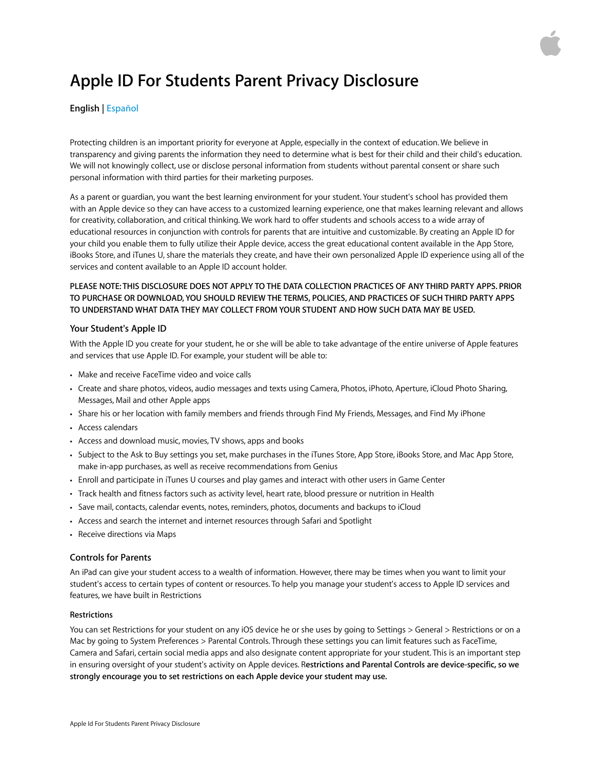# Apple ID For Students Parent Privacy Disclosure

**English** | Español

Protecting children is an important priority for everyone at Apple, especially in the context of education. We believe in transparency and giving parents the information they need to determine what is best for their child and their child's education. We will not knowingly collect, use or disclose personal information from students without parental consent or share such personal information with third parties for their marketing purposes.

As a parent or guardian, you want the best learning environment for your student. Your student's school has provided them with an Apple device so they can have access to a customized learning experience, one that makes learning relevant and allows for creativity, collaboration, and critical thinking. We work hard to offer students and schools access to a wide array of educational resources in conjunction with controls for parents that are intuitive and customizable. By creating an Apple ID for your child you enable them to fully utilize their Apple device, access the great educational content available in the App Store, iBooks Store, and iTunes U, share the materials they create, and have their own personalized Apple ID experience using all of the services and content available to an Apple ID account holder.

**PLEASE NOTE: THIS DISCLOSURE DOES NOT APPLY TO THE DATA COLLECTION PRACTICES OF ANY THIRD PARTY APPS. PRIOR TO PURCHASE OR DOWNLOAD, YOU SHOULD REVIEW THE TERMS, POLICIES, AND PRACTICES OF SUCH THIRD PARTY APPS TO UNDERSTAND WHAT DATA THEY MAY COLLECT FROM YOUR STUDENT AND HOW SUCH DATA MAY BE USED.**

## Your Student's Apple ID

With the Apple ID you create for your student, he or she will be able to take advantage of the entire universe of Apple features and services that use Apple ID. For example, your student will be able to:

- Make and receive FaceTime video and voice calls
- Create and share photos, videos, audio messages and texts using Camera, Photos, iPhoto, Aperture, iCloud Photo Sharing, Messages, Mail and other Apple apps
- Share his or her location with family members and friends through Find My Friends, Messages, and Find My iPhone
- Access calendars
- Access and download music, movies, TV shows, apps and books
- Subject to the Ask to Buy settings you set, make purchases in the iTunes Store, App Store, iBooks Store, and Mac App Store, make in-app purchases, as well as receive recommendations from Genius
- Enroll and participate in iTunes U courses and play games and interact with other users in Game Center
- Track health and fitness factors such as activity level, heart rate, blood pressure or nutrition in Health
- Save mail, contacts, calendar events, notes, reminders, photos, documents and backups to iCloud
- Access and search the internet and internet resources through Safari and Spotlight
- Receive directions via Maps

## Controls for Parents

An iPad can give your student access to a wealth of information. However, there may be times when you want to limit your student's access to certain types of content or resources. To help you manage your student's access to Apple ID services and features, we have built in Restrictions

### Restrictions

You can set Restrictions for your student on any iOS device he or she uses by going to Settings > General > Restrictions or on a Mac by going to System Preferences > Parental Controls. Through these settings you can limit features such as FaceTime, Camera and Safari, certain social media apps and also designate content appropriate for your student. This is an important step in ensuring oversight of your student's activity on Apple devices. R**estrictions and Parental Controls are device-specific, so we strongly encourage you to set restrictions on each Apple device your student may use.**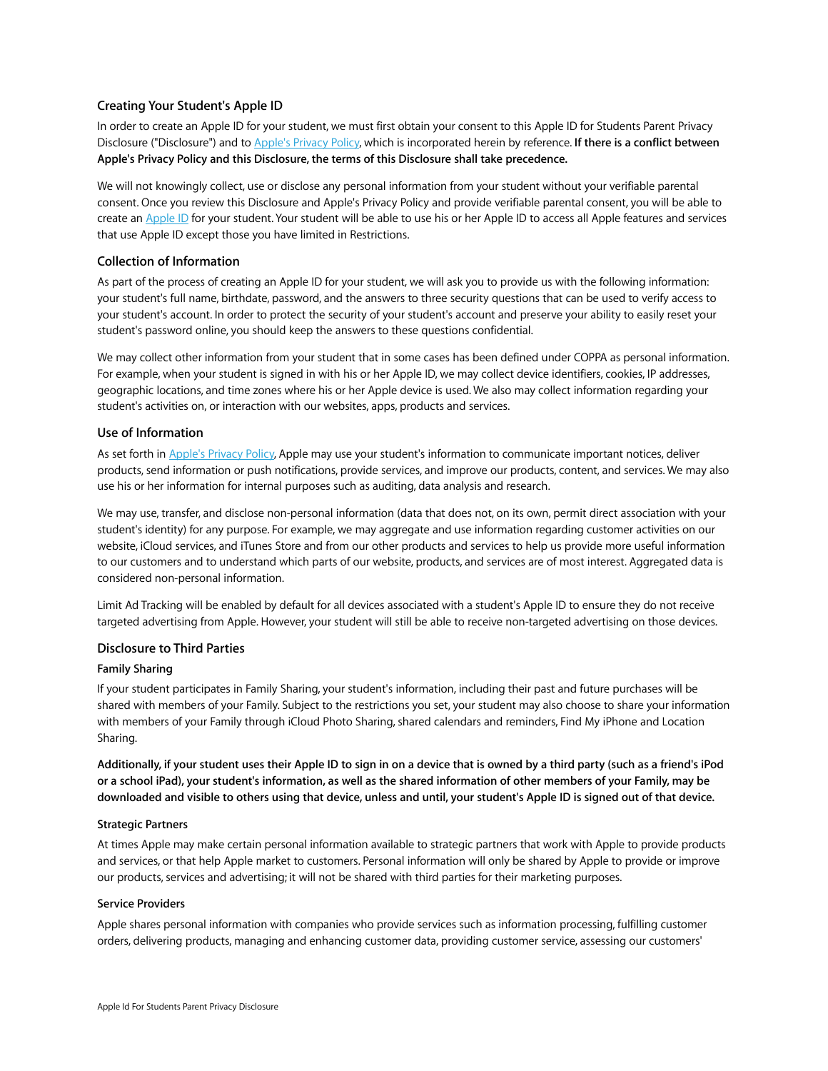### Creating Your Student's Apple ID

In order to create an Apple ID for your student, we must first obtain your consent to this Apple ID for Students Parent Privacy Disclosure ("Disclosure") and to Apple's Privacy Policy, which is incorporated herein by reference. **If there is a conflict between Apple's Privacy Policy and this Disclosure, the terms of this Disclosure shall take precedence.**

We will not knowingly collect, use or disclose any personal information from your student without your verifiable parental consent. Once you review this Disclosure and Apple's Privacy Policy and provide verifiable parental consent, you will be able to create an Apple ID for your student. Your student will be able to use his or her Apple ID to access all Apple features and services that use Apple ID except those you have limited in Restrictions.

### Collection of Information

As part of the process of creating an Apple ID for your student, we will ask you to provide us with the following information: your student's full name, birthdate, password, and the answers to three security questions that can be used to verify access to your student's account. In order to protect the security of your student's account and preserve your ability to easily reset your student's password online, you should keep the answers to these questions confidential.

We may collect other information from your student that in some cases has been defined under COPPA as personal information. For example, when your student is signed in with his or her Apple ID, we may collect device identifiers, cookies, IP addresses, geographic locations, and time zones where his or her Apple device is used. We also may collect information regarding your student's activities on, or interaction with our websites, apps, products and services.

### Use of Information

As set forth in Apple's Privacy Policy, Apple may use your student's information to communicate important notices, deliver products, send information or push notifications, provide services, and improve our products, content, and services. We may also use his or her information for internal purposes such as auditing, data analysis and research.

We may use, transfer, and disclose non-personal information (data that does not, on its own, permit direct association with your student's identity) for any purpose. For example, we may aggregate and use information regarding customer activities on our website, iCloud services, and iTunes Store and from our other products and services to help us provide more useful information to our customers and to understand which parts of our website, products, and services are of most interest. Aggregated data is considered non-personal information.

Limit Ad Tracking will be enabled by default for all devices associated with a student's Apple ID to ensure they do not receive targeted advertising from Apple. However, your student will still be able to receive non-targeted advertising on those devices.

### Disclosure to Third Parties

#### Family Sharing

If your student participates in Family Sharing, your student's information, including their past and future purchases will be shared with members of your Family. Subject to the restrictions you set, your student may also choose to share your information with members of your Family through iCloud Photo Sharing, shared calendars and reminders, Find My iPhone and Location Sharing.

**Additionally, if your student uses their Apple ID to sign in on a device that is owned by a third party (such as a friend's iPod or a school iPad), your student's information, as well as the shared information of other members of your Family, may be downloaded and visible to others using that device, unless and until, your student's Apple ID is signed out of that device.**

#### Strategic Partners

At times Apple may make certain personal information available to strategic partners that work with Apple to provide products and services, or that help Apple market to customers. Personal information will only be shared by Apple to provide or improve our products, services and advertising; it will not be shared with third parties for their marketing purposes.

#### Service Providers

Apple shares personal information with companies who provide services such as information processing, fulfilling customer orders, delivering products, managing and enhancing customer data, providing customer service, assessing our customers'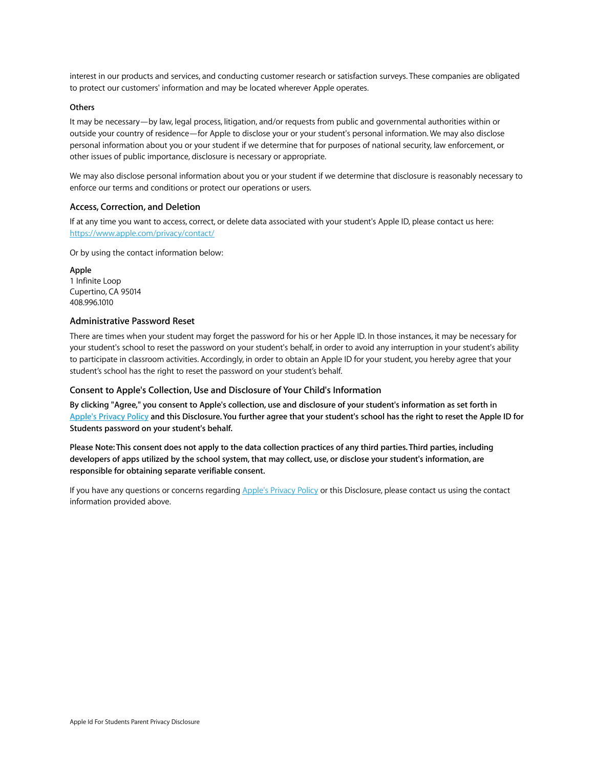interest in our products and services, and conducting customer research or satisfaction surveys. These companies are obligated to protect our customers' information and may be located wherever Apple operates.

#### Others

It may be necessary—by law, legal process, litigation, and/or requests from public and governmental authorities within or outside your country of residence—for Apple to disclose your or your student's personal information. We may also disclose personal information about you or your student if we determine that for purposes of national security, law enforcement, or other issues of public importance, disclosure is necessary or appropriate.

We may also disclose personal information about you or your student if we determine that disclosure is reasonably necessary to enforce our terms and conditions or protect our operations or users.

### Access, Correction, and Deletion

If at any time you want to access, correct, or delete data associated with your student's Apple ID, please contact us here: [https://www.apple.com/privacy/contact/](https://www.apple.com/privacy/contact/)

Or by using the contact information below:

**Apple**
1 Infinite Loop
Cupertino, CA 95014
408.996.1010

### Administrative Password Reset

There are times when your student may forget the password for his or her Apple ID. In those instances, it may be necessary for your student's school to reset the password on your student's behalf, in order to avoid any interruption in your student's ability to participate in classroom activities. Accordingly, in order to obtain an Apple ID for your student, you hereby agree that your student's school has the right to reset the password on your student's behalf.

### Consent to Apple's Collection, Use and Disclosure of Your Child's Information

**By clicking "Agree," you consent to Apple's collection, use and disclosure of your student's information as set forth in [Apple's Privacy Policy]() and this Disclosure. You further agree that your student's school has the right to reset the Apple ID for Students password on your student's behalf.**

**Please Note: This consent does not apply to the data collection practices of any third parties. Third parties, including developers of apps utilized by the school system, that may collect, use, or disclose your student's information, are responsible for obtaining separate verifiable consent.**

If you have any questions or concerns regarding [Apple's Privacy Policy]() or this Disclosure, please contact us using the contact information provided above.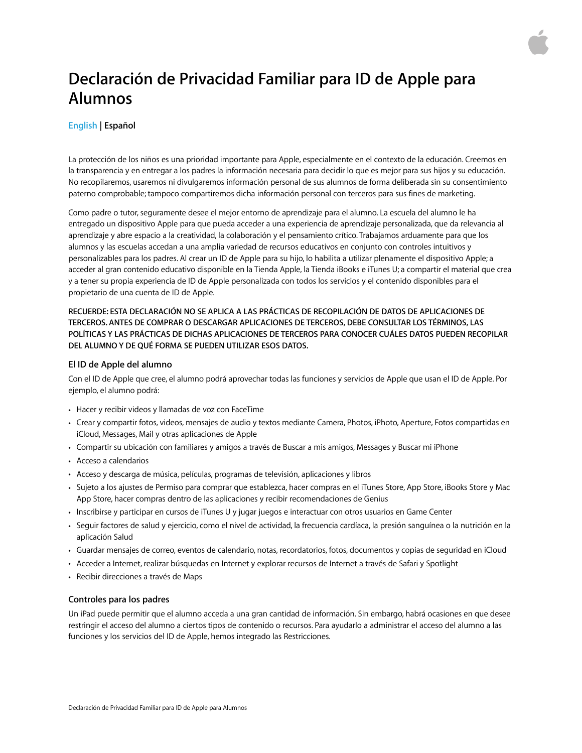# Declaración de Privacidad Familiar para ID de Apple para Alumnos

English | Español

La protección de los niños es una prioridad importante para Apple, especialmente en el contexto de la educación. Creemos en la transparencia y en entregar a los padres la información necesaria para decidir lo que es mejor para sus hijos y su educación. No recopilaremos, usaremos ni divulgaremos información personal de sus alumnos de forma deliberada sin su consentimiento paterno comprobable; tampoco compartiremos dicha información personal con terceros para sus fines de marketing.

Como padre o tutor, seguramente desee el mejor entorno de aprendizaje para el alumno. La escuela del alumno le ha entregado un dispositivo Apple para que pueda acceder a una experiencia de aprendizaje personalizada, que da relevancia al aprendizaje y abre espacio a la creatividad, la colaboración y el pensamiento crítico. Trabajamos arduamente para que los alumnos y las escuelas accedan a una amplia variedad de recursos educativos en conjunto con controles intuitivos y personalizables para los padres. Al crear un ID de Apple para su hijo, lo habilita a utilizar plenamente el dispositivo Apple; a acceder al gran contenido educativo disponible en la Tienda Apple, la Tienda iBooks e iTunes U; a compartir el material que crea y a tener su propia experiencia de ID de Apple personalizada con todos los servicios y el contenido disponibles para el propietario de una cuenta de ID de Apple.

**RECUERDE: ESTA DECLARACIÓN NO SE APLICA A LAS PRÁCTICAS DE RECOPILACIÓN DE DATOS DE APLICACIONES DE TERCEROS. ANTES DE COMPRAR O DESCARGAR APLICACIONES DE TERCEROS, DEBE CONSULTAR LOS TÉRMINOS, LAS POLÍTICAS Y LAS PRÁCTICAS DE DICHAS APLICACIONES DE TERCEROS PARA CONOCER CUÁLES DATOS PUEDEN RECOPILAR DEL ALUMNO Y DE QUÉ FORMA SE PUEDEN UTILIZAR ESOS DATOS.**

### El ID de Apple del alumno

Con el ID de Apple que cree, el alumno podrá aprovechar todas las funciones y servicios de Apple que usan el ID de Apple. Por ejemplo, el alumno podrá:

- Hacer y recibir videos y llamadas de voz con FaceTime
- Crear y compartir fotos, videos, mensajes de audio y textos mediante Camera, Photos, iPhoto, Aperture, Fotos compartidas en iCloud, Messages, Mail y otras aplicaciones de Apple
- Compartir su ubicación con familiares y amigos a través de Buscar a mis amigos, Messages y Buscar mi iPhone
- Acceso a calendarios
- Acceso y descarga de música, películas, programas de televisión, aplicaciones y libros
- Sujeto a los ajustes de Permiso para comprar que establezca, hacer compras en el iTunes Store, App Store, iBooks Store y Mac App Store, hacer compras dentro de las aplicaciones y recibir recomendaciones de Genius
- Inscribirse y participar en cursos de iTunes U y jugar juegos e interactuar con otros usuarios en Game Center
- Seguir factores de salud y ejercicio, como el nivel de actividad, la frecuencia cardíaca, la presión sanguínea o la nutrición en la aplicación Salud
- Guardar mensajes de correo, eventos de calendario, notas, recordatorios, fotos, documentos y copias de seguridad en iCloud
- Acceder a Internet, realizar búsquedas en Internet y explorar recursos de Internet a través de Safari y Spotlight
- Recibir direcciones a través de Maps

### Controles para los padres

Un iPad puede permitir que el alumno acceda a una gran cantidad de información. Sin embargo, habrá ocasiones en que desee restringir el acceso del alumno a ciertos tipos de contenido o recursos. Para ayudarlo a administrar el acceso del alumno a las funciones y los servicios del ID de Apple, hemos integrado las Restricciones.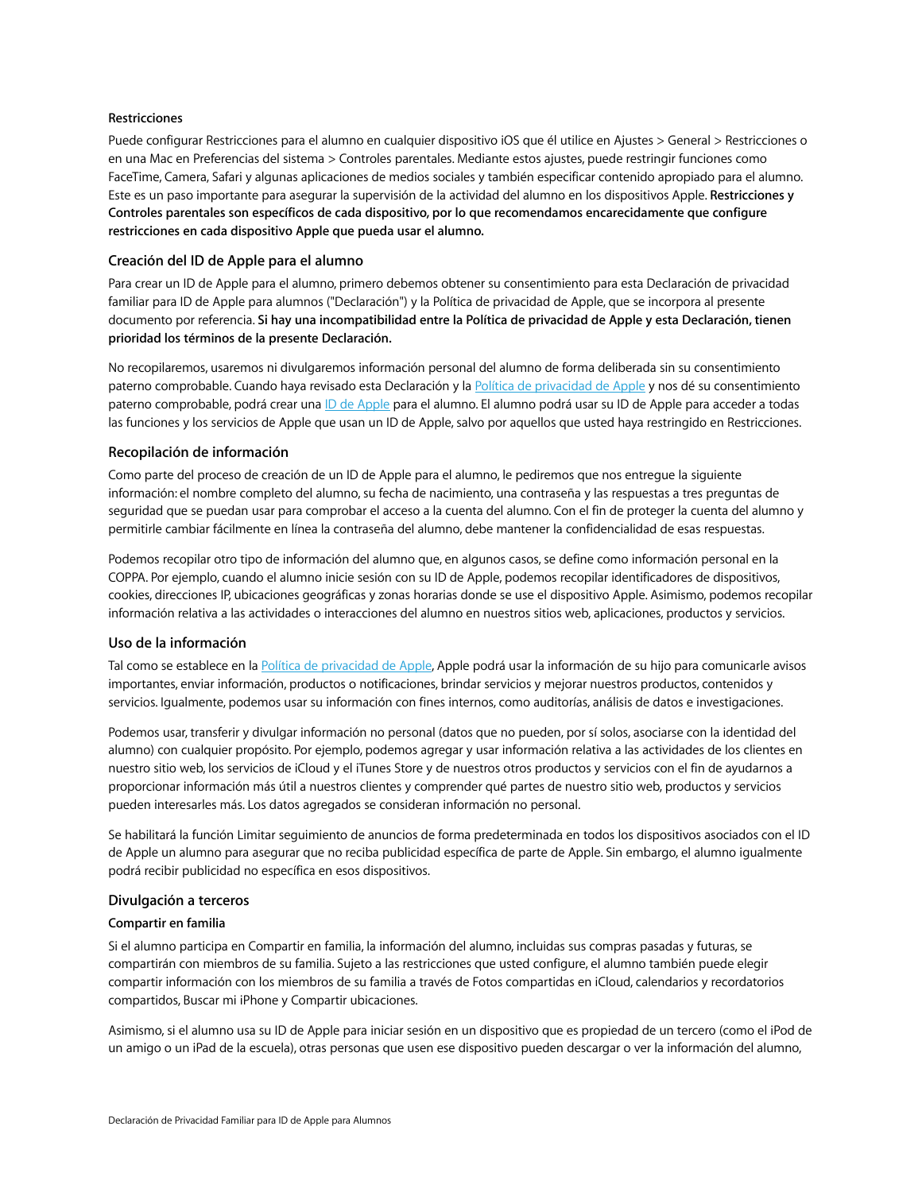#### Restricciones

Puede configurar Restricciones para el alumno en cualquier dispositivo iOS que él utilice en Ajustes > General > Restricciones o en una Mac en Preferencias del sistema > Controles parentales. Mediante estos ajustes, puede restringir funciones como FaceTime, Camera, Safari y algunas aplicaciones de medios sociales y también especificar contenido apropiado para el alumno. Este es un paso importante para asegurar la supervisión de la actividad del alumno en los dispositivos Apple. **Restricciones y Controles parentales son específicos de cada dispositivo, por lo que recomendamos encarecidamente que configure restricciones en cada dispositivo Apple que pueda usar el alumno.**

### Creación del ID de Apple para el alumno

Para crear un ID de Apple para el alumno, primero debemos obtener su consentimiento para esta Declaración de privacidad familiar para ID de Apple para alumnos ("Declaración") y la Política de privacidad de Apple, que se incorpora al presente documento por referencia. **Si hay una incompatibilidad entre la Política de privacidad de Apple y esta Declaración, tienen prioridad los términos de la presente Declaración.**

No recopilaremos, usaremos ni divulgaremos información personal del alumno de forma deliberada sin su consentimiento paterno comprobable. Cuando haya revisado esta Declaración y la Política de privacidad de Apple y nos dé su consentimiento paterno comprobable, podrá crear una ID de Apple para el alumno. El alumno podrá usar su ID de Apple para acceder a todas las funciones y los servicios de Apple que usan un ID de Apple, salvo por aquellos que usted haya restringido en Restricciones.

### Recopilación de información

Como parte del proceso de creación de un ID de Apple para el alumno, le pediremos que nos entregue la siguiente información: el nombre completo del alumno, su fecha de nacimiento, una contraseña y las respuestas a tres preguntas de seguridad que se puedan usar para comprobar el acceso a la cuenta del alumno. Con el fin de proteger la cuenta del alumno y permitirle cambiar fácilmente en línea la contraseña del alumno, debe mantener la confidencialidad de esas respuestas.

Podemos recopilar otro tipo de información del alumno que, en algunos casos, se define como información personal en la COPPA. Por ejemplo, cuando el alumno inicie sesión con su ID de Apple, podemos recopilar identificadores de dispositivos, cookies, direcciones IP, ubicaciones geográficas y zonas horarias donde se use el dispositivo Apple. Asimismo, podemos recopilar información relativa a las actividades o interacciones del alumno en nuestros sitios web, aplicaciones, productos y servicios.

### Uso de la información

Tal como se establece en la Política de privacidad de Apple, Apple podrá usar la información de su hijo para comunicarle avisos importantes, enviar información, productos o notificaciones, brindar servicios y mejorar nuestros productos, contenidos y servicios. Igualmente, podemos usar su información con fines internos, como auditorías, análisis de datos e investigaciones.

Podemos usar, transferir y divulgar información no personal (datos que no pueden, por sí solos, asociarse con la identidad del alumno) con cualquier propósito. Por ejemplo, podemos agregar y usar información relativa a las actividades de los clientes en nuestro sitio web, los servicios de iCloud y el iTunes Store y de nuestros otros productos y servicios con el fin de ayudarnos a proporcionar información más útil a nuestros clientes y comprender qué partes de nuestro sitio web, productos y servicios pueden interesarles más. Los datos agregados se consideran información no personal.

Se habilitará la función Limitar seguimiento de anuncios de forma predeterminada en todos los dispositivos asociados con el ID de Apple un alumno para asegurar que no reciba publicidad específica de parte de Apple. Sin embargo, el alumno igualmente podrá recibir publicidad no específica en esos dispositivos.

### Divulgación a terceros

#### Compartir en familia

Si el alumno participa en Compartir en familia, la información del alumno, incluidas sus compras pasadas y futuras, se compartirán con miembros de su familia. Sujeto a las restricciones que usted configure, el alumno también puede elegir compartir información con los miembros de su familia a través de Fotos compartidas en iCloud, calendarios y recordatorios compartidos, Buscar mi iPhone y Compartir ubicaciones.

Asimismo, si el alumno usa su ID de Apple para iniciar sesión en un dispositivo que es propiedad de un tercero (como el iPod de un amigo o un iPad de la escuela), otras personas que usen ese dispositivo pueden descargar o ver la información del alumno,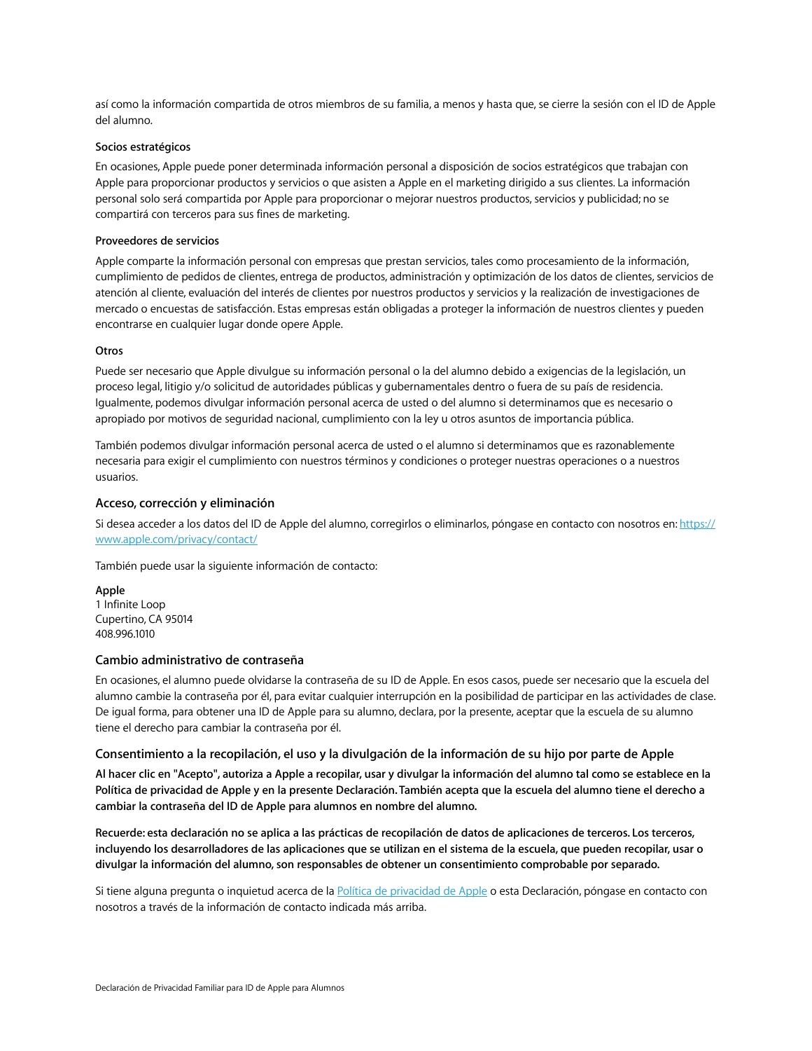así como la información compartida de otros miembros de su familia, a menos y hasta que, se cierre la sesión con el ID de Apple del alumno.

**Socios estratégicos**

En ocasiones, Apple puede poner determinada información personal a disposición de socios estratégicos que trabajan con Apple para proporcionar productos y servicios o que asisten a Apple en el marketing dirigido a sus clientes. La información personal solo será compartida por Apple para proporcionar o mejorar nuestros productos, servicios y publicidad; no se compartirá con terceros para sus fines de marketing.

**Proveedores de servicios**

Apple comparte la información personal con empresas que prestan servicios, tales como procesamiento de la información, cumplimiento de pedidos de clientes, entrega de productos, administración y optimización de los datos de clientes, servicios de atención al cliente, evaluación del interés de clientes por nuestros productos y servicios y la realización de investigaciones de mercado o encuestas de satisfacción. Estas empresas están obligadas a proteger la información de nuestros clientes y pueden encontrarse en cualquier lugar donde opere Apple.

**Otros**

Puede ser necesario que Apple divulgue su información personal o la del alumno debido a exigencias de la legislación, un proceso legal, litigio y/o solicitud de autoridades públicas y gubernamentales dentro o fuera de su país de residencia. Igualmente, podemos divulgar información personal acerca de usted o del alumno si determinamos que es necesario o apropiado por motivos de seguridad nacional, cumplimiento con la ley u otros asuntos de importancia pública.

También podemos divulgar información personal acerca de usted o el alumno si determinamos que es razonablemente necesaria para exigir el cumplimiento con nuestros términos y condiciones o proteger nuestras operaciones o a nuestros usuarios.

## Acceso, corrección y eliminación

Si desea acceder a los datos del ID de Apple del alumno, corregirlos o eliminarlos, póngase en contacto con nosotros en: https://www.apple.com/privacy/contact/

También puede usar la siguiente información de contacto:

**Apple**
1 Infinite Loop
Cupertino, CA 95014
408.996.1010

## Cambio administrativo de contraseña

En ocasiones, el alumno puede olvidarse la contraseña de su ID de Apple. En esos casos, puede ser necesario que la escuela del alumno cambie la contraseña por él, para evitar cualquier interrupción en la posibilidad de participar en las actividades de clase. De igual forma, para obtener una ID de Apple para su alumno, declara, por la presente, aceptar que la escuela de su alumno tiene el derecho para cambiar la contraseña por él.

## Consentimiento a la recopilación, el uso y la divulgación de la información de su hijo por parte de Apple

**Al hacer clic en "Acepto", autoriza a Apple a recopilar, usar y divulgar la información del alumno tal como se establece en la Política de privacidad de Apple y en la presente Declaración. También acepta que la escuela del alumno tiene el derecho a cambiar la contraseña del ID de Apple para alumnos en nombre del alumno.**

**Recuerde: esta declaración no se aplica a las prácticas de recopilación de datos de aplicaciones de terceros. Los terceros, incluyendo los desarrolladores de las aplicaciones que se utilizan en el sistema de la escuela, que pueden recopilar, usar o divulgar la información del alumno, son responsables de obtener un consentimiento comprobable por separado.**

Si tiene alguna pregunta o inquietud acerca de la Política de privacidad de Apple o esta Declaración, póngase en contacto con nosotros a través de la información de contacto indicada más arriba.